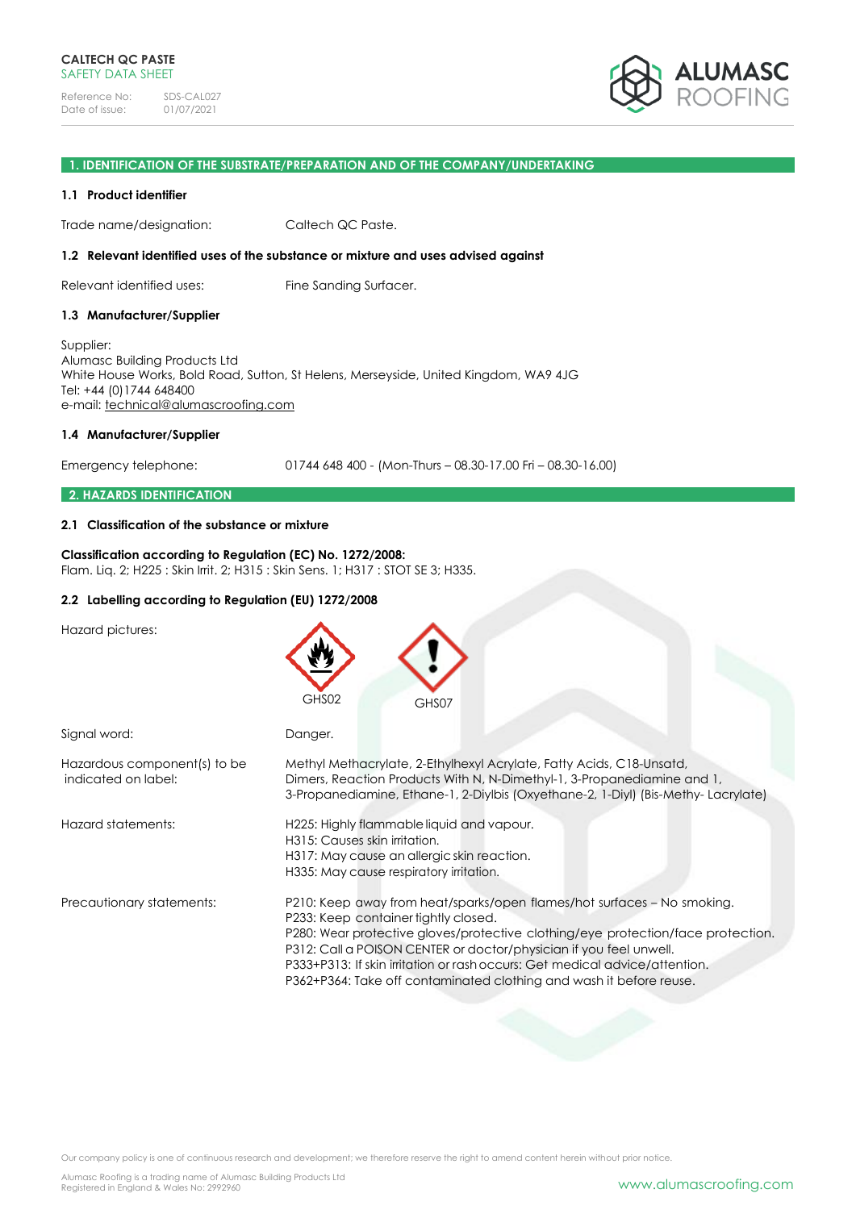**CALTECH QC PASTE**
SAFETY DATA SHEET

Reference No: SDS-CAL027
Date of issue: 01/07/2021

## 1. IDENTIFICATION OF THE SUBSTRATE/PREPARATION AND OF THE COMPANY/UNDERTAKING

### 1.1 Product identifier

Trade name/designation: Caltech QC Paste.

### 1.2 Relevant identified uses of the substance or mixture and uses advised against

Relevant identified uses: Fine Sanding Surfacer.

### 1.3 Manufacturer/Supplier

Supplier:
Alumasc Building Products Ltd
White House Works, Bold Road, Sutton, St Helens, Merseyside, United Kingdom, WA9 4JG
Tel: +44 (0)1744 648400
e-mail: technical@alumascroofing.com

### 1.4 Manufacturer/Supplier

Emergency telephone: 01744 648 400 - (Mon-Thurs – 08.30-17.00 Fri – 08.30-16.00)

## 2. HAZARDS IDENTIFICATION

### 2.1 Classification of the substance or mixture

**Classification according to Regulation (EC) No. 1272/2008:**
Flam. Liq. 2; H225 : Skin Irrit. 2; H315 : Skin Sens. 1; H317 : STOT SE 3; H335.

### 2.2 Labelling according to Regulation (EU) 1272/2008

Hazard pictures: GHS02 GHS07

Signal word: Danger.

Hazardous component(s) to be indicated on label: Methyl Methacrylate, 2-Ethylhexyl Acrylate, Fatty Acids, C18-Unsatd, Dimers, Reaction Products With N, N-Dimethyl-1, 3-Propanediamine and 1, 3-Propanediamine, Ethane-1, 2-Diylbis (Oxyethane-2, 1-Diyl) (Bis-Methy- Lacrylate)

Hazard statements:
H225: Highly flammable liquid and vapour.
H315: Causes skin irritation.
H317: May cause an allergic skin reaction.
H335: May cause respiratory irritation.

Precautionary statements:
P210: Keep away from heat/sparks/open flames/hot surfaces – No smoking.
P233: Keep container tightly closed.
P280: Wear protective gloves/protective clothing/eye protection/face protection.
P312: Call a POISON CENTER or doctor/physician if you feel unwell.
P333+P313: If skin irritation or rash occurs: Get medical advice/attention.
P362+P364: Take off contaminated clothing and wash it before reuse.

Our company policy is one of continuous research and development; we therefore reserve the right to amend content herein without prior notice.

Alumasc Roofing is a trading name of Alumasc Building Products Ltd
Registered in England & Wales No: 2992960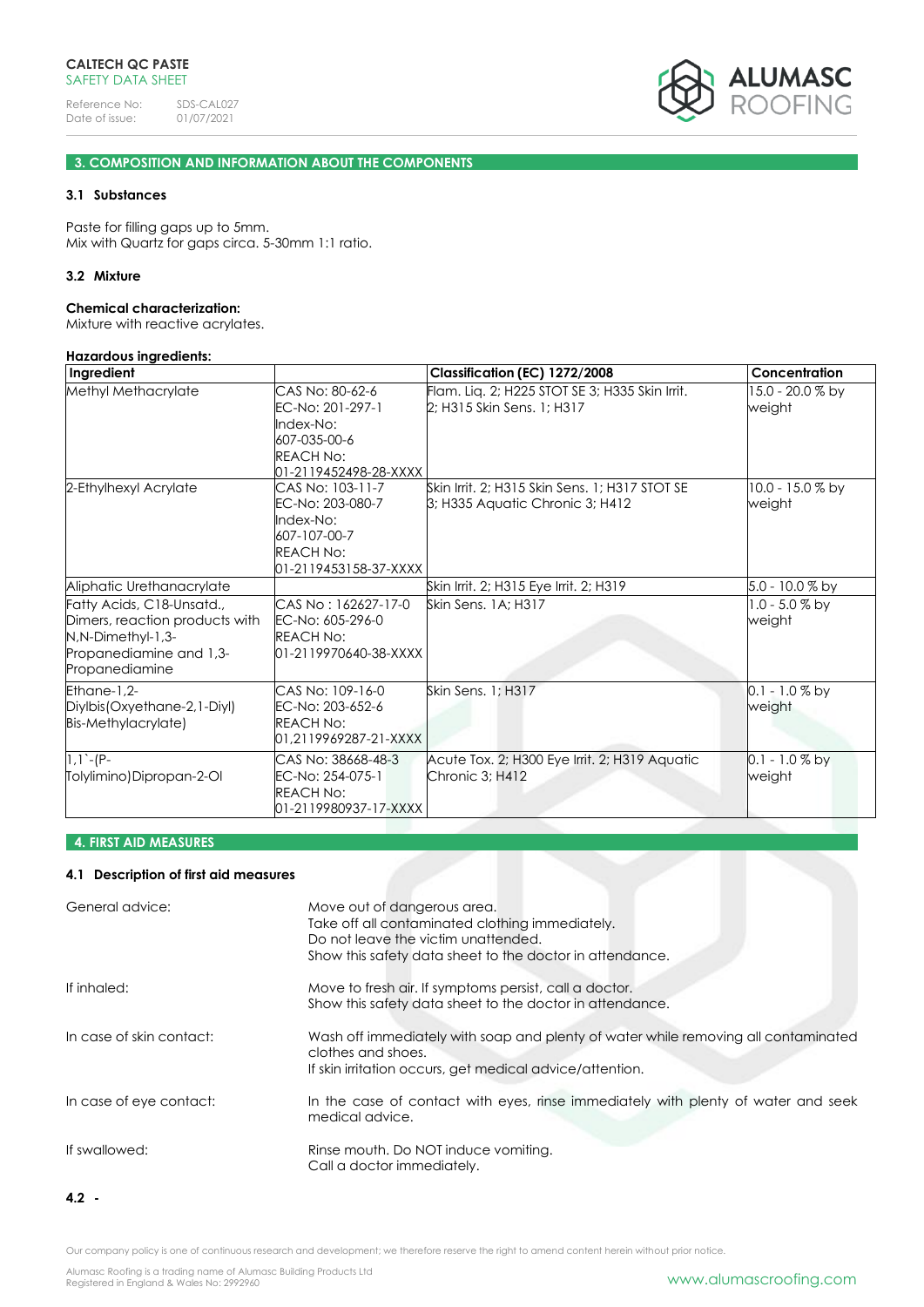## 3. COMPOSITION AND INFORMATION ABOUT THE COMPONENTS

### 3.1 Substances

Paste for filling gaps up to 5mm.
Mix with Quartz for gaps circa. 5-30mm 1:1 ratio.

### 3.2 Mixture

**Chemical characterization:**
Mixture with reactive acrylates.

**Hazardous ingredients:**

| Ingredient | | Classification (EC) 1272/2008 | Concentration |
|---|---|---|---|
| Methyl Methacrylate | CAS No: 80-62-6 EC-No: 201-297-1 Index-No: 607-035-00-6 REACH No: 01-2119452498-28-XXXX | Flam. Liq. 2; H225 STOT SE 3; H335 Skin Irrit. 2; H315 Skin Sens. 1; H317 | 15.0 - 20.0 % by weight |
| 2-Ethylhexyl Acrylate | CAS No: 103-11-7 EC-No: 203-080-7 Index-No: 607-107-00-7 REACH No: 01-2119453158-37-XXXX | Skin Irrit. 2; H315 Skin Sens. 1; H317 STOT SE 3; H335 Aquatic Chronic 3; H412 | 10.0 - 15.0 % by weight |
| Aliphatic Urethanacrylate | | Skin Irrit. 2; H315 Eye Irrit. 2; H319 | 5.0 - 10.0 % by |
| Fatty Acids, C18-Unsatd., Dimers, reaction products with N,N-Dimethyl-1,3-Propanediamine and 1,3-Propanediamine | CAS No : 162627-17-0 EC-No: 605-296-0 REACH No: 01-2119970640-38-XXXX | Skin Sens. 1A; H317 | 1.0 - 5.0 % by weight |
| Ethane-1,2-Diylbis(Oxyethane-2,1-Diyl) Bis-Methylacrylate) | CAS No: 109-16-0 EC-No: 203-652-6 REACH No: 01,2119969287-21-XXXX | Skin Sens. 1; H317 | 0.1 - 1.0 % by weight |
| 1,1`-(P-Tolylimino)Dipropan-2-Ol | CAS No: 38668-48-3 EC-No: 254-075-1 REACH No: 01-2119980937-17-XXXX | Acute Tox. 2; H300 Eye Irrit. 2; H319 Aquatic Chronic 3; H412 | 0.1 - 1.0 % by weight |

## 4. FIRST AID MEASURES

### 4.1 Description of first aid measures

**General advice:**
Move out of dangerous area.
Take off all contaminated clothing immediately.
Do not leave the victim unattended.
Show this safety data sheet to the doctor in attendance.

**If inhaled:**
Move to fresh air. If symptoms persist, call a doctor.
Show this safety data sheet to the doctor in attendance.

**In case of skin contact:**
Wash off immediately with soap and plenty of water while removing all contaminated clothes and shoes.
If skin irritation occurs, get medical advice/attention.

**In case of eye contact:**
In the case of contact with eyes, rinse immediately with plenty of water and seek medical advice.

**If swallowed:**
Rinse mouth. Do NOT induce vomiting.
Call a doctor immediately.

### 4.2 -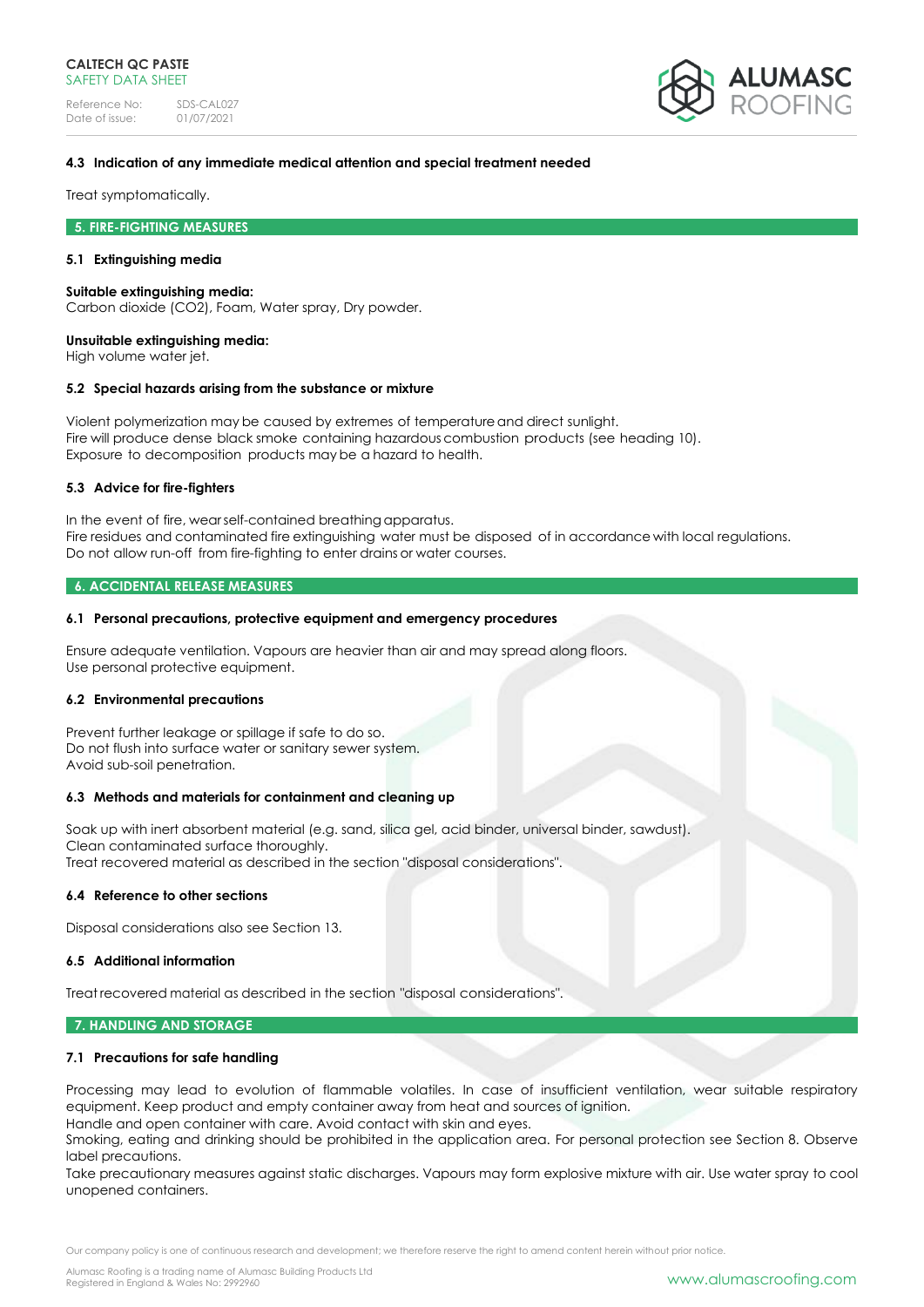### 4.3 Indication of any immediate medical attention and special treatment needed

Treat symptomatically.

## 5. FIRE-FIGHTING MEASURES

### 5.1 Extinguishing media

**Suitable extinguishing media:**
Carbon dioxide ($CO_2$), Foam, Water spray, Dry powder.

**Unsuitable extinguishing media:**
High volume water jet.

### 5.2 Special hazards arising from the substance or mixture

Violent polymerization may be caused by extremes of temperature and direct sunlight.
Fire will produce dense black smoke containing hazardous combustion products (see heading 10).
Exposure to decomposition products may be a hazard to health.

### 5.3 Advice for fire-fighters

In the event of fire, wear self-contained breathing apparatus.
Fire residues and contaminated fire extinguishing water must be disposed of in accordance with local regulations.
Do not allow run-off from fire-fighting to enter drains or water courses.

## 6. ACCIDENTAL RELEASE MEASURES

### 6.1 Personal precautions, protective equipment and emergency procedures

Ensure adequate ventilation. Vapours are heavier than air and may spread along floors.
Use personal protective equipment.

### 6.2 Environmental precautions

Prevent further leakage or spillage if safe to do so.
Do not flush into surface water or sanitary sewer system.
Avoid sub-soil penetration.

### 6.3 Methods and materials for containment and cleaning up

Soak up with inert absorbent material (e.g. sand, silica gel, acid binder, universal binder, sawdust).
Clean contaminated surface thoroughly.
Treat recovered material as described in the section "disposal considerations".

### 6.4 Reference to other sections

Disposal considerations also see Section 13.

### 6.5 Additional information

Treat recovered material as described in the section "disposal considerations".

## 7. HANDLING AND STORAGE

### 7.1 Precautions for safe handling

Processing may lead to evolution of flammable volatiles. In case of insufficient ventilation, wear suitable respiratory equipment. Keep product and empty container away from heat and sources of ignition.
Handle and open container with care. Avoid contact with skin and eyes.
Smoking, eating and drinking should be prohibited in the application area. For personal protection see Section 8. Observe label precautions.
Take precautionary measures against static discharges. Vapours may form explosive mixture with air. Use water spray to cool unopened containers.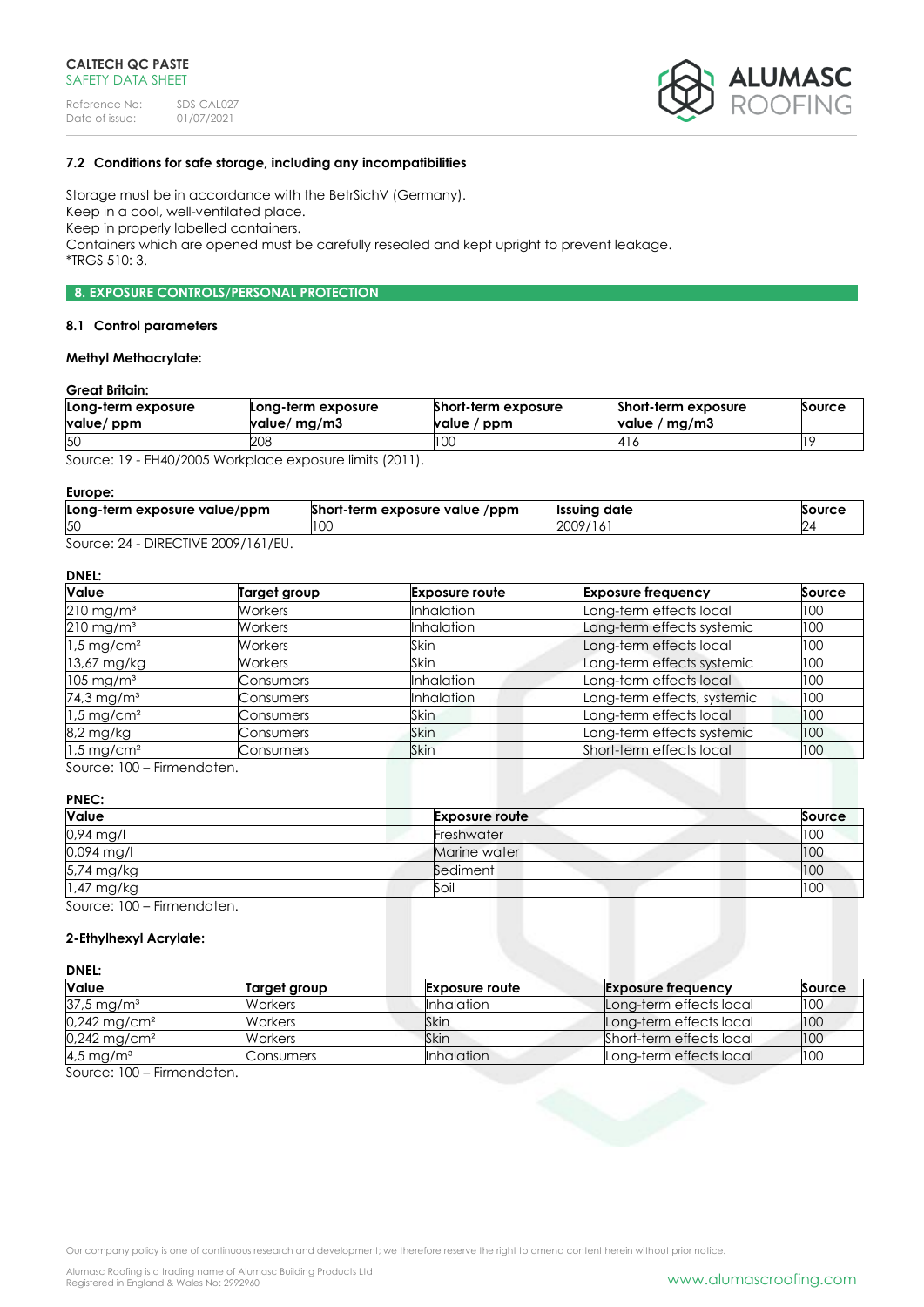#### 7.2 Conditions for safe storage, including any incompatibilities

Storage must be in accordance with the BetrSichV (Germany).
Keep in a cool, well-ventilated place.
Keep in properly labelled containers.
Containers which are opened must be carefully resealed and kept upright to prevent leakage.
*TRGS 510: 3.

## 8. EXPOSURE CONTROLS/PERSONAL PROTECTION

#### 8.1 Control parameters

**Methyl Methacrylate:**

**Great Britain:**

| Long-term exposure value/ ppm | Long-term exposure value/ mg/m3 | Short-term exposure value / ppm | Short-term exposure value / mg/m3 | Source |
|---|---|---|---|---|
| 50 | 208 | 100 | 416 | 19 |

Source: 19 - EH40/2005 Workplace exposure limits (2011).

**Europe:**

| Long-term exposure value/ppm | Short-term exposure value /ppm | Issuing date | Source |
|---|---|---|---|
| 50 | 100 | 2009/161 | 24 |

Source: 24 - DIRECTIVE 2009/161/EU.

**DNEL:**

| Value | Target group | Exposure route | Exposure frequency | Source |
|---|---|---|---|---|
| 210 mg/m³ | Workers | Inhalation | Long-term effects local | 100 |
| 210 mg/m³ | Workers | Inhalation | Long-term effects systemic | 100 |
| 1,5 mg/cm² | Workers | Skin | Long-term effects local | 100 |
| 13,67 mg/kg | Workers | Skin | Long-term effects systemic | 100 |
| 105 mg/m³ | Consumers | Inhalation | Long-term effects local | 100 |
| 74,3 mg/m³ | Consumers | Inhalation | Long-term effects, systemic | 100 |
| 1,5 mg/cm² | Consumers | Skin | Long-term effects local | 100 |
| 8,2 mg/kg | Consumers | Skin | Long-term effects systemic | 100 |
| 1,5 mg/cm² | Consumers | Skin | Short-term effects local | 100 |

Source: 100 – Firmendaten.

**PNEC:**

| Value | Exposure route | Source |
|---|---|---|
| 0,94 mg/l | Freshwater | 100 |
| 0,094 mg/l | Marine water | 100 |
| 5,74 mg/kg | Sediment | 100 |
| 1,47 mg/kg | Soil | 100 |

Source: 100 – Firmendaten.

**2-Ethylhexyl Acrylate:**

**DNEL:**

| Value | Target group | Exposure route | Exposure frequency | Source |
|---|---|---|---|---|
| 37,5 mg/m³ | Workers | Inhalation | Long-term effects local | 100 |
| 0,242 mg/cm² | Workers | Skin | Long-term effects local | 100 |
| 0,242 mg/cm² | Workers | Skin | Short-term effects local | 100 |
| 4,5 mg/m³ | Consumers | Inhalation | Long-term effects local | 100 |

Source: 100 – Firmendaten.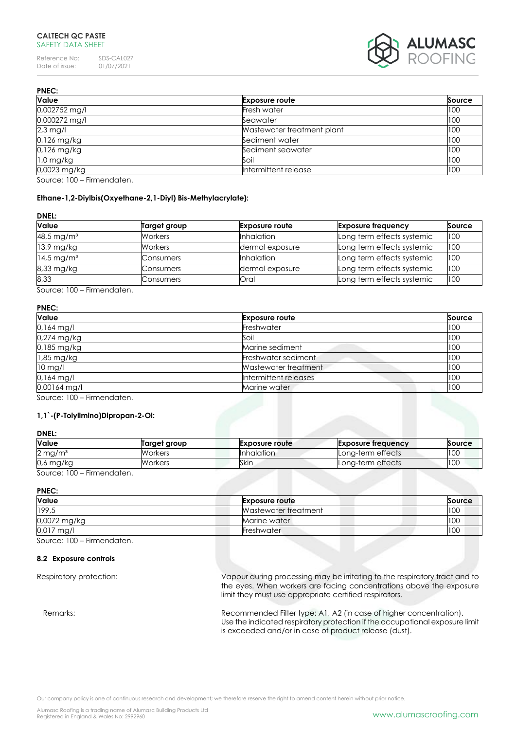**PNEC:**

| Value | Exposure route | Source |
|---|---|---|
| 0,002752 mg/l | Fresh water | 100 |
| 0,000272 mg/l | Seawater | 100 |
| 2,3 mg/l | Wastewater treatment plant | 100 |
| 0,126 mg/kg | Sediment water | 100 |
| 0,126 mg/kg | Sediment seawater | 100 |
| 1,0 mg/kg | Soil | 100 |
| 0,0023 mg/kg | Intermittent release | 100 |

Source: 100 – Firmendaten.

**Ethane-1,2-Diylbis(Oxyethane-2,1-Diyl) Bis-Methylacrylate):**

**DNEL:**

| Value | Target group | Exposure route | Exposure frequency | Source |
|---|---|---|---|---|
| 48,5 mg/m³ | Workers | Inhalation | Long term effects systemic | 100 |
| 13,9 mg/kg | Workers | dermal exposure | Long term effects systemic | 100 |
| 14,5 mg/m³ | Consumers | Inhalation | Long term effects systemic | 100 |
| 8,33 mg/kg | Consumers | dermal exposure | Long term effects systemic | 100 |
| 8,33 | Consumers | Oral | Long term effects systemic | 100 |

Source: 100 – Firmendaten.

**PNEC:**

| Value | Exposure route | Source |
|---|---|---|
| 0,164 mg/l | Freshwater | 100 |
| 0,274 mg/kg | Soil | 100 |
| 0,185 mg/kg | Marine sediment | 100 |
| 1,85 mg/kg | Freshwater sediment | 100 |
| 10 mg/l | Wastewater treatment | 100 |
| 0,164 mg/l | Intermittent releases | 100 |
| 0,00164 mg/l | Marine water | 100 |

Source: 100 – Firmendaten.

**1,1`-(P-Tolylimino)Dipropan-2-Ol:**

**DNEL:**

| Value | Target group | Exposure route | Exposure frequency | Source |
|---|---|---|---|---|
| 2 mg/m³ | Workers | Inhalation | Long-term effects | 100 |
| 0,6 mg/kg | Workers | Skin | Long-term effects | 100 |

Source: 100 – Firmendaten.

**PNEC:**

| Value | Exposure route | Source |
|---|---|---|
| 199,5 | Wastewater treatment | 100 |
| 0,0072 mg/kg | Marine water | 100 |
| 0,017 mg/l | Freshwater | 100 |

Source: 100 – Firmendaten.

**8.2 Exposure controls**

Respiratory protection: Vapour during processing may be irritating to the respiratory tract and to the eyes. When workers are facing concentrations above the exposure limit they must use appropriate certified respirators.

Remarks: Recommended Filter type: A1, A2 (in case of higher concentration). Use the indicated respiratory protection if the occupational exposure limit is exceeded and/or in case of product release (dust).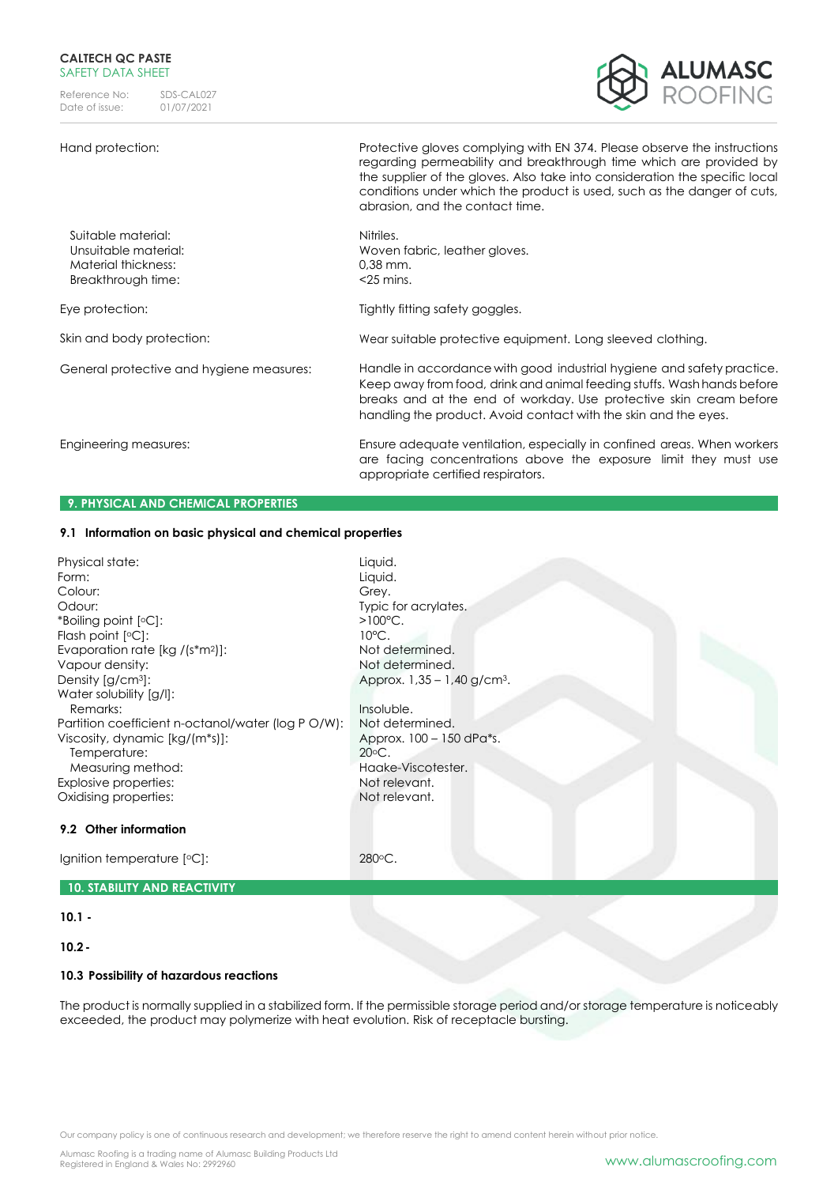| | |
|---|---|
| Hand protection: | Protective gloves complying with EN 374. Please observe the instructions regarding permeability and breakthrough time which are provided by the supplier of the gloves. Also take into consideration the specific local conditions under which the product is used, such as the danger of cuts, abrasion, and the contact time. |
| Suitable material: | Nitriles. |
| Unsuitable material: | Woven fabric, leather gloves. |
| Material thickness: | 0,38 mm. |
| Breakthrough time: | <25 mins. |
| Eye protection: | Tightly fitting safety goggles. |
| Skin and body protection: | Wear suitable protective equipment. Long sleeved clothing. |
| General protective and hygiene measures: | Handle in accordance with good industrial hygiene and safety practice. Keep away from food, drink and animal feeding stuffs. Wash hands before breaks and at the end of workday. Use protective skin cream before handling the product. Avoid contact with the skin and the eyes. |
| Engineering measures: | Ensure adequate ventilation, especially in confined areas. When workers are facing concentrations above the exposure limit they must use appropriate certified respirators. |

## 9. PHYSICAL AND CHEMICAL PROPERTIES

### 9.1 Information on basic physical and chemical properties

| | |
|---|---|
| Physical state: | Liquid. |
| Form: | Liquid. |
| Colour: | Grey. |
| Odour: | Typic for acrylates. |
| *Boiling point [°C]: | >100°C. |
| Flash point [°C]: | 10°C. |
| Evaporation rate [kg /(s*m²)]: | Not determined. |
| Vapour density: | Not determined. |
| Density [g/cm³]: | Approx. 1,35 – 1,40 g/cm³. |
| Water solubility [g/l]: | |
| Remarks: | Insoluble. |
| Partition coefficient n-octanol/water (log P O/W): | Not determined. |
| Viscosity, dynamic [kg/(m*s)]: | Approx. 100 – 150 dPa*s. |
| Temperature: | 20°C. |
| Measuring method: | Haake-Viscotester. |
| Explosive properties: | Not relevant. |
| Oxidising properties: | Not relevant. |

### 9.2 Other information

| | |
|---|---|
| Ignition temperature [°C]: | 280°C. |

## 10. STABILITY AND REACTIVITY

**10.1 -**

**10.2 -**

### 10.3 Possibility of hazardous reactions

The product is normally supplied in a stabilized form. If the permissible storage period and/or storage temperature is noticeably exceeded, the product may polymerize with heat evolution. Risk of receptacle bursting.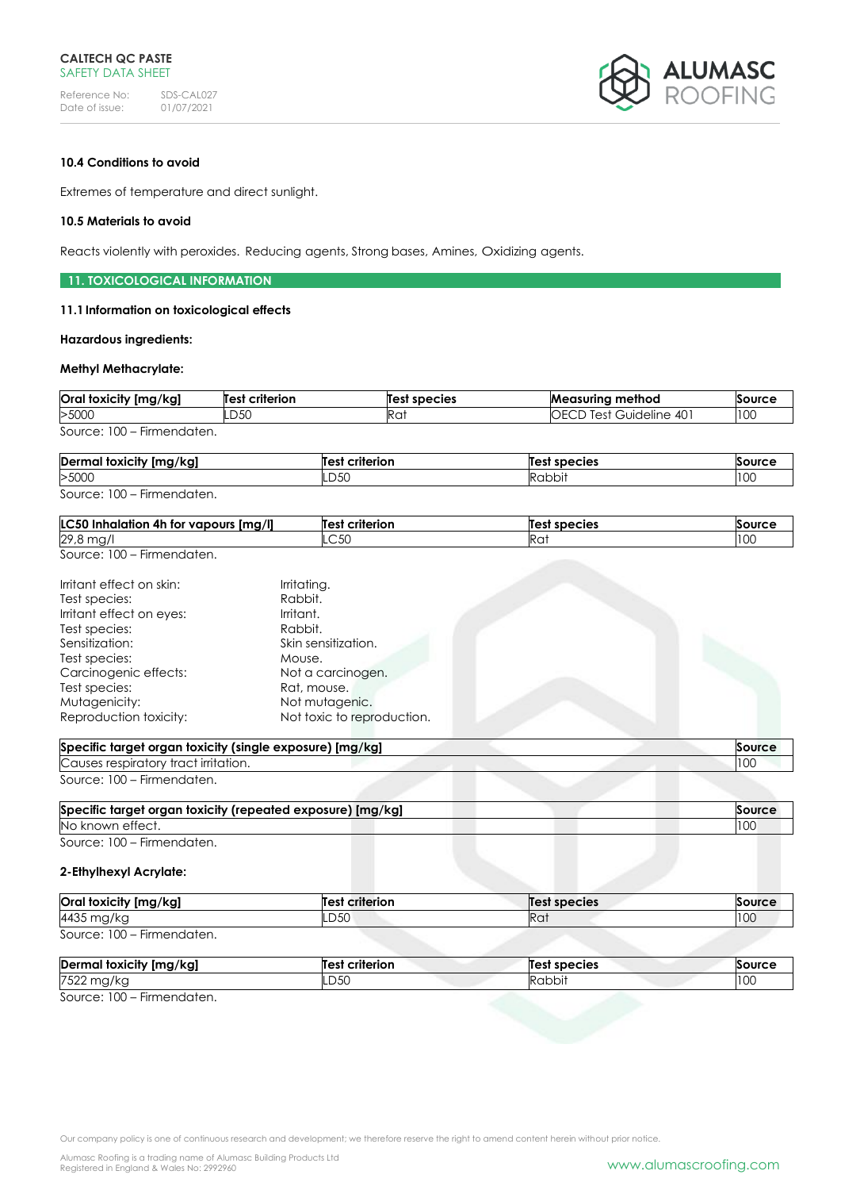### 10.4 Conditions to avoid

Extremes of temperature and direct sunlight.

### 10.5 Materials to avoid

Reacts violently with peroxides. Reducing agents, Strong bases, Amines, Oxidizing agents.

## 11. TOXICOLOGICAL INFORMATION

### 11.1 Information on toxicological effects

**Hazardous ingredients:**

**Methyl Methacrylate:**

| Oral toxicity [mg/kg] | Test criterion | Test species | Measuring method | Source |
|---|---|---|---|---|
| >5000 | LD50 | Rat | OECD Test Guideline 401 | 100 |

Source: 100 – Firmendaten.

| Dermal toxicity [mg/kg] | Test criterion | Test species | Source |
|---|---|---|---|
| >5000 | LD50 | Rabbit | 100 |

Source: 100 – Firmendaten.

| LC50 Inhalation 4h for vapours [mg/l] | Test criterion | Test species | Source |
|---|---|---|---|
| 29,8 mg/l | LC50 | Rat | 100 |

Source: 100 – Firmendaten.

| | |
|---|---|
| Irritant effect on skin: | Irritating. |
| Test species: | Rabbit. |
| Irritant effect on eyes: | Irritant. |
| Test species: | Rabbit. |
| Sensitization: | Skin sensitization. |
| Test species: | Mouse. |
| Carcinogenic effects: | Not a carcinogen. |
| Test species: | Rat, mouse. |
| Mutagenicity: | Not mutagenic. |
| Reproduction toxicity: | Not toxic to reproduction. |

| Specific target organ toxicity (single exposure) [mg/kg] | Source |
|---|---|
| Causes respiratory tract irritation. | 100 |

Source: 100 – Firmendaten.

| Specific target organ toxicity (repeated exposure) [mg/kg] | Source |
|---|---|
| No known effect. | 100 |

Source: 100 – Firmendaten.

**2-Ethylhexyl Acrylate:**

| Oral toxicity [mg/kg] | Test criterion | Test species | Source |
|---|---|---|---|
| 4435 mg/kg | LD50 | Rat | 100 |

Source: 100 – Firmendaten.

| Dermal toxicity [mg/kg] | Test criterion | Test species | Source |
|---|---|---|---|
| 7522 mg/kg | LD50 | Rabbit | 100 |

Source: 100 – Firmendaten.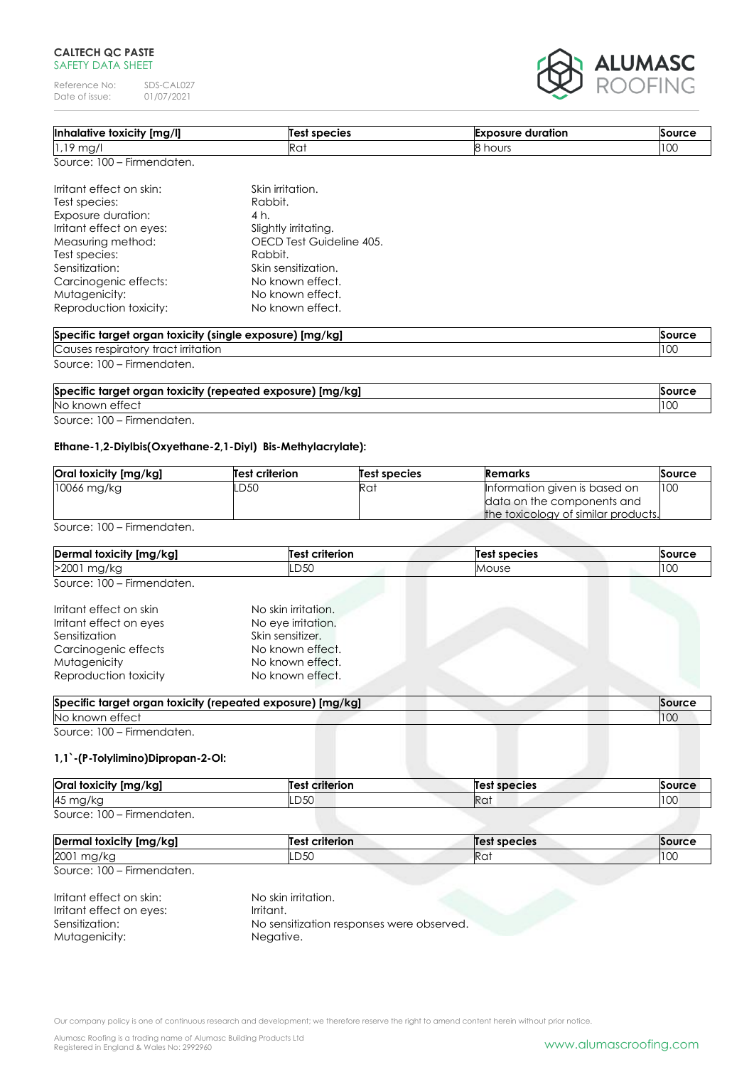| Inhalative toxicity [mg/l] | Test species | Exposure duration | Source |
|---|---|---|---|
| 1,19 mg/l | Rat | 8 hours | 100 |

Source: 100 – Firmendaten.

Irritant effect on skin: Skin irritation.
Test species: Rabbit.
Exposure duration: 4 h.
Irritant effect on eyes: Slightly irritating.
Measuring method: OECD Test Guideline 405.
Test species: Rabbit.
Sensitization: Skin sensitization.
Carcinogenic effects: No known effect.
Mutagenicity: No known effect.
Reproduction toxicity: No known effect.

| Specific target organ toxicity (single exposure) [mg/kg] | Source |
|---|---|
| Causes respiratory tract irritation | 100 |

Source: 100 – Firmendaten.

| Specific target organ toxicity (repeated exposure) [mg/kg] | Source |
|---|---|
| No known effect | 100 |

Source: 100 – Firmendaten.

**Ethane-1,2-Diylbis(Oxyethane-2,1-Diyl) Bis-Methylacrylate):**

| Oral toxicity [mg/kg] | Test criterion | Test species | Remarks | Source |
|---|---|---|---|---|
| 10066 mg/kg | LD50 | Rat | Information given is based on data on the components and the toxicology of similar products. | 100 |

Source: 100 – Firmendaten.

| Dermal toxicity [mg/kg] | Test criterion | Test species | Source |
|---|---|---|---|
| >2001 mg/kg | LD50 | Mouse | 100 |

Source: 100 – Firmendaten.

Irritant effect on skin: No skin irritation.
Irritant effect on eyes: No eye irritation.
Sensitization: Skin sensitizer.
Carcinogenic effects: No known effect.
Mutagenicity: No known effect.
Reproduction toxicity: No known effect.

| Specific target organ toxicity (repeated exposure) [mg/kg] | Source |
|---|---|
| No known effect | 100 |

Source: 100 – Firmendaten.

**1,1`-(P-Tolylimino)Dipropan-2-Ol:**

| Oral toxicity [mg/kg] | Test criterion | Test species | Source |
|---|---|---|---|
| 45 mg/kg | LD50 | Rat | 100 |

Source: 100 – Firmendaten.

| Dermal toxicity [mg/kg] | Test criterion | Test species | Source |
|---|---|---|---|
| 2001 mg/kg | LD50 | Rat | 100 |

Source: 100 – Firmendaten.

Irritant effect on skin: No skin irritation.
Irritant effect on eyes: Irritant.
Sensitization: No sensitization responses were observed.
Mutagenicity: Negative.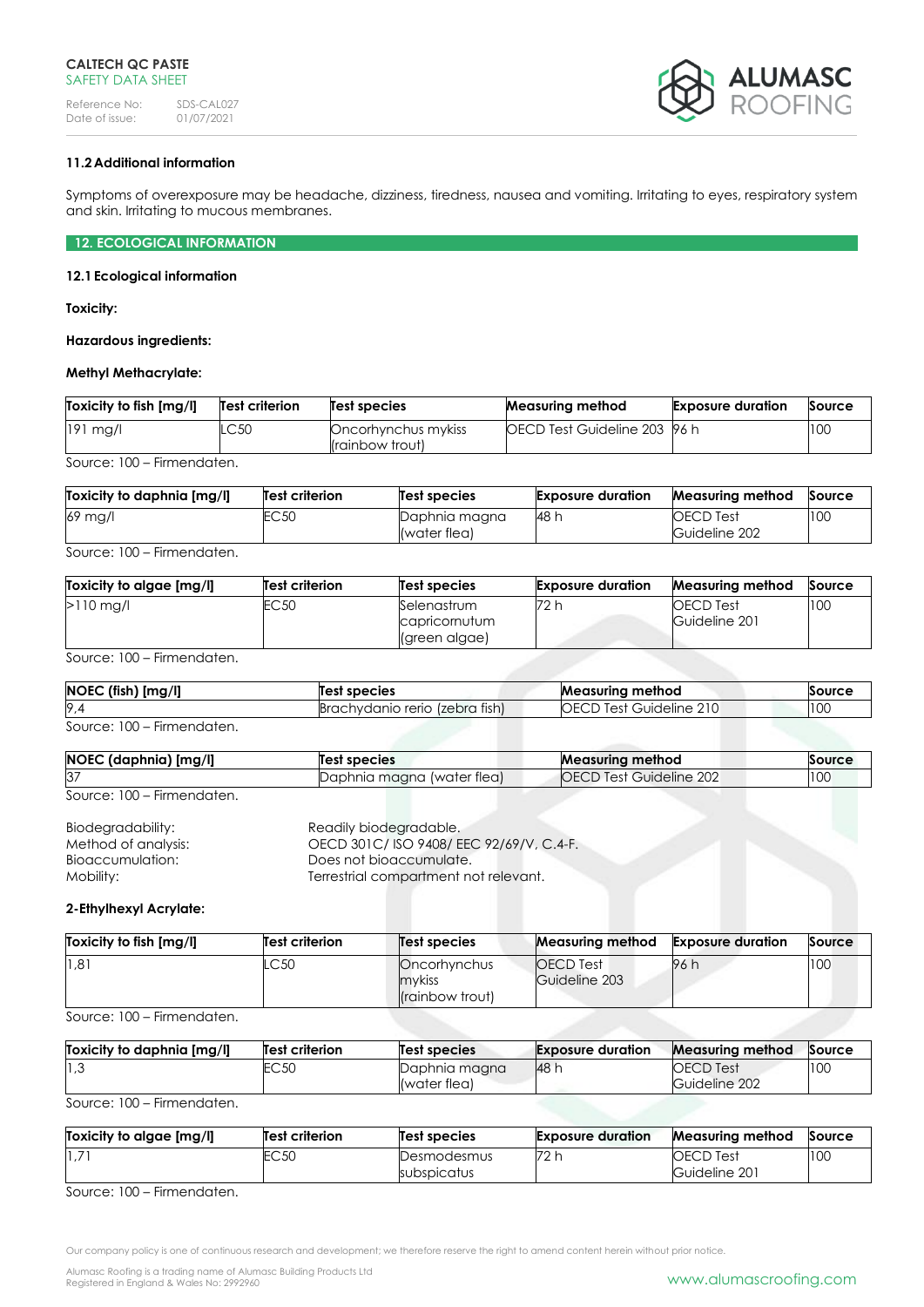### 11.2 Additional information

Symptoms of overexposure may be headache, dizziness, tiredness, nausea and vomiting. Irritating to eyes, respiratory system and skin. Irritating to mucous membranes.

## 12. ECOLOGICAL INFORMATION

### 12.1 Ecological information

**Toxicity:**

**Hazardous ingredients:**

**Methyl Methacrylate:**

| Toxicity to fish [mg/l] | Test criterion | Test species | Measuring method | Exposure duration | Source |
|---|---|---|---|---|---|
| 191 mg/l | LC50 | Oncorhynchus mykiss (rainbow trout) | OECD Test Guideline 203 | 96 h | 100 |

Source: 100 – Firmendaten.

| Toxicity to daphnia [mg/l] | Test criterion | Test species | Exposure duration | Measuring method | Source |
|---|---|---|---|---|---|
| 69 mg/l | EC50 | Daphnia magna (water flea) | 48 h | OECD Test Guideline 202 | 100 |

Source: 100 – Firmendaten.

| Toxicity to algae [mg/l] | Test criterion | Test species | Exposure duration | Measuring method | Source |
|---|---|---|---|---|---|
| >110 mg/l | EC50 | Selenastrum capricornutum (green algae) | 72 h | OECD Test Guideline 201 | 100 |

Source: 100 – Firmendaten.

| NOEC (fish) [mg/l] | Test species | Measuring method | Source |
|---|---|---|---|
| 9,4 | Brachydanio rerio (zebra fish) | OECD Test Guideline 210 | 100 |

Source: 100 – Firmendaten.

| NOEC (daphnia) [mg/l] | Test species | Measuring method | Source |
|---|---|---|---|
| 37 | Daphnia magna (water flea) | OECD Test Guideline 202 | 100 |

Source: 100 – Firmendaten.

Biodegradability: Readily biodegradable.
Method of analysis: OECD 301C/ ISO 9408/ EEC 92/69/V, C.4-F.
Bioaccumulation: Does not bioaccumulate.
Mobility: Terrestrial compartment not relevant.

**2-Ethylhexyl Acrylate:**

| Toxicity to fish [mg/l] | Test criterion | Test species | Measuring method | Exposure duration | Source |
|---|---|---|---|---|---|
| 1,81 | LC50 | Oncorhynchus mykiss (rainbow trout) | OECD Test Guideline 203 | 96 h | 100 |

Source: 100 – Firmendaten.

| Toxicity to daphnia [mg/l] | Test criterion | Test species | Exposure duration | Measuring method | Source |
|---|---|---|---|---|---|
| 1,3 | EC50 | Daphnia magna (water flea) | 48 h | OECD Test Guideline 202 | 100 |

Source: 100 – Firmendaten.

| Toxicity to algae [mg/l] | Test criterion | Test species | Exposure duration | Measuring method | Source |
|---|---|---|---|---|---|
| 1,71 | EC50 | Desmodesmus subspicatus | 72 h | OECD Test Guideline 201 | 100 |

Source: 100 – Firmendaten.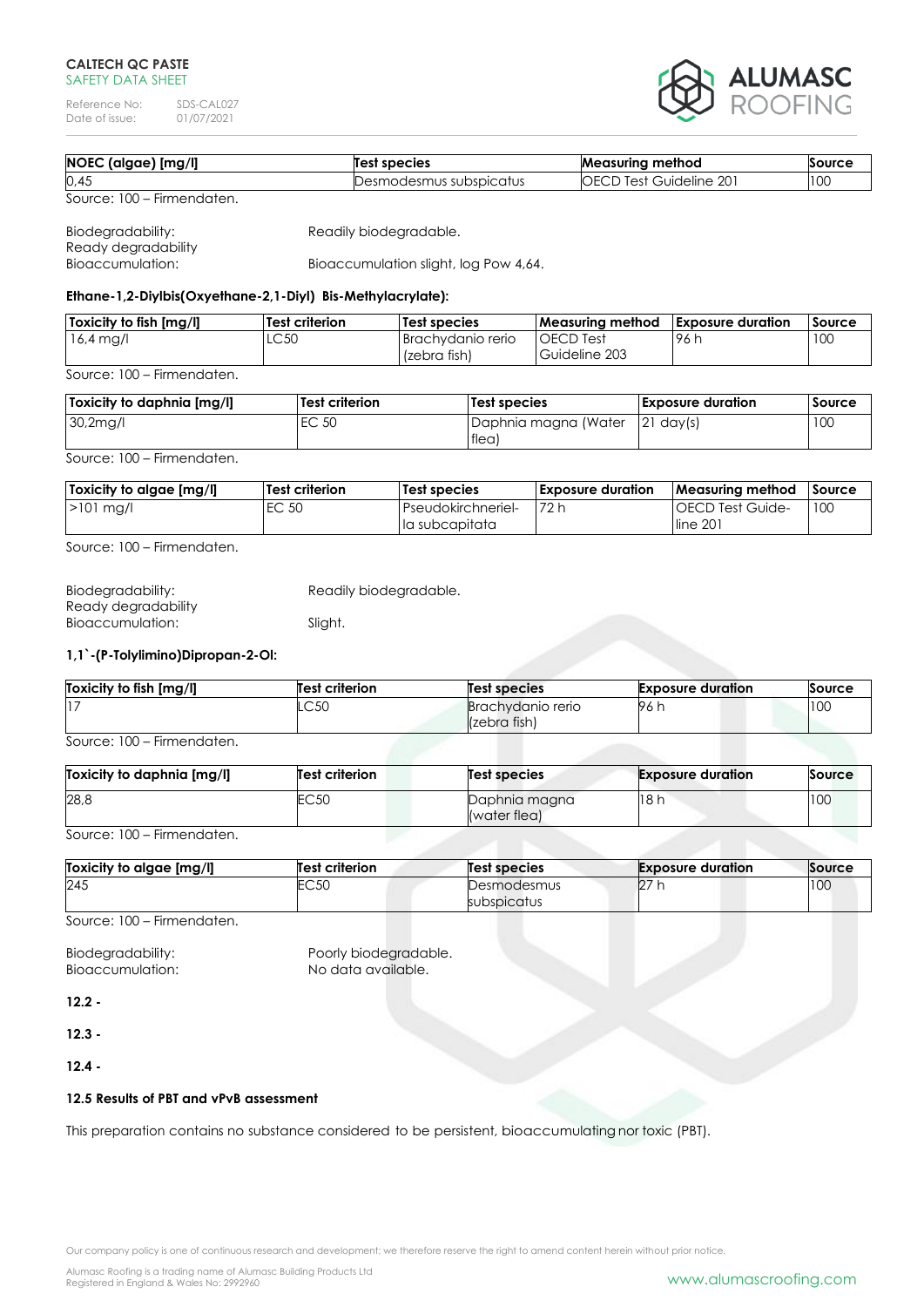| NOEC (algae) [mg/l] | Test species | Measuring method | Source |
|---|---|---|---|
| 0,45 | Desmodesmus subspicatus | OECD Test Guideline 201 | 100 |

Source: 100 – Firmendaten.

Biodegradability: Ready degradability — Readily biodegradable.

Bioaccumulation: Bioaccumulation slight, log Pow 4,64.

**Ethane-1,2-Diylbis(Oxyethane-2,1-Diyl) Bis-Methylacrylate):**

| Toxicity to fish [mg/l] | Test criterion | Test species | Measuring method | Exposure duration | Source |
|---|---|---|---|---|---|
| 16,4 mg/l | LC50 | Brachydanio rerio (zebra fish) | OECD Test Guideline 203 | 96 h | 100 |

Source: 100 – Firmendaten.

| Toxicity to daphnia [mg/l] | Test criterion | Test species | Exposure duration | Source |
|---|---|---|---|---|
| 30,2mg/l | EC 50 | Daphnia magna (Water flea) | 21 day(s) | 100 |

Source: 100 – Firmendaten.

| Toxicity to algae [mg/l] | Test criterion | Test species | Exposure duration | Measuring method | Source |
|---|---|---|---|---|---|
| >101 mg/l | EC 50 | Pseudokirchneriel-la subcapitata | 72 h | OECD Test Guide-line 201 | 100 |

Source: 100 – Firmendaten.

Biodegradability: Ready degradability — Readily biodegradable.

Bioaccumulation: Slight.

**1,1`-(P-Tolylimino)Dipropan-2-Ol:**

| Toxicity to fish [mg/l] | Test criterion | Test species | Exposure duration | Source |
|---|---|---|---|---|
| 17 | LC50 | Brachydanio rerio (zebra fish) | 96 h | 100 |

Source: 100 – Firmendaten.

| Toxicity to daphnia [mg/l] | Test criterion | Test species | Exposure duration | Source |
|---|---|---|---|---|
| 28,8 | EC50 | Daphnia magna (water flea) | 18 h | 100 |

Source: 100 – Firmendaten.

| Toxicity to algae [mg/l] | Test criterion | Test species | Exposure duration | Source |
|---|---|---|---|---|
| 245 | EC50 | Desmodesmus subspicatus | 27 h | 100 |

Source: 100 – Firmendaten.

Biodegradability: Poorly biodegradable.

Bioaccumulation: No data available.

**12.2 -**

**12.3 -**

**12.4 -**

**12.5 Results of PBT and vPvB assessment**

This preparation contains no substance considered to be persistent, bioaccumulating nor toxic (PBT).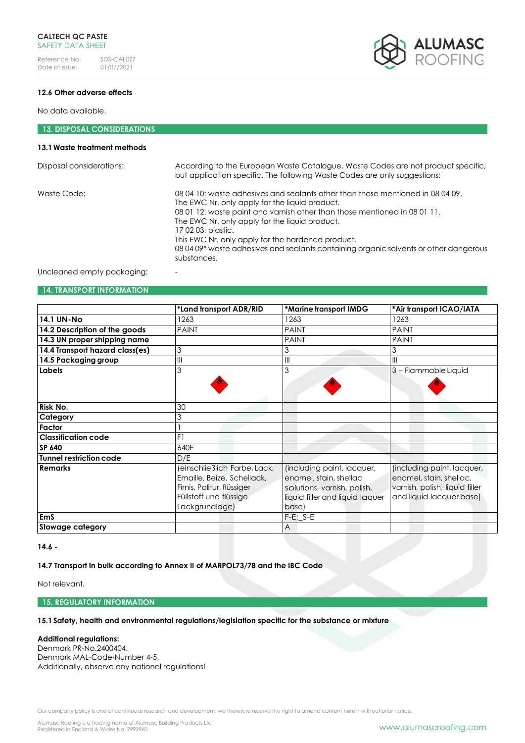### 12.6 Other adverse effects

No data available.

## 13. DISPOSAL CONSIDERATIONS

### 13.1 Waste treatment methods

Disposal considerations: According to the European Waste Catalogue, Waste Codes are not product specific, but application specific. The following Waste Codes are only suggestions:

Waste Code: 08 04 10: waste adhesives and sealants other than those mentioned in 08 04 09.
The EWC Nr. only apply for the liquid product.
08 01 12: waste paint and varnish other than those mentioned in 08 01 11.
The EWC Nr. only apply for the liquid product.
17 02 03: plastic.
This EWC Nr. only apply for the hardened product.
08 04 09* waste adhesives and sealants containing organic solvents or other dangerous substances.

Uncleaned empty packaging: -

## 14. TRANSPORT INFORMATION

| | *Land transport ADR/RID | *Marine transport IMDG | *Air transport ICAO/IATA |
|---|---|---|---|
| **14.1 UN-No** | 1263 | 1263 | 1263 |
| **14.2 Description of the goods** | PAINT | PAINT | PAINT |
| **14.3 UN proper shipping name** | | PAINT | PAINT |
| **14.4 Transport hazard class(es)** | 3 | 3 | 3 |
| **14.5 Packaging group** | III | III | III |
| **Labels** | 3 | 3 | 3 – Flammable Liquid |
| **Risk No.** | 30 | | |
| **Category** | 3 | | |
| **Factor** | 1 | | |
| **Classification code** | F1 | | |
| **SP 640** | 640E | | |
| **Tunnel restriction code** | D/E | | |
| **Remarks** | (einschließlich Farbe, Lack, Emaille, Beize, Schellack, Firnis, Politur, flüssiger Füllstoff und flüssige Lackgrundlage) | (including paint, lacquer, enamel, stain, shellac solutions, varnish, polish, liquid filler and liquid laquer base) | (including paint, lacquer, enamel, stain, shellac, varnish, polish, liquid filler and liquid lacquer base) |
| **EmS** | | F-E;_S-E | |
| **Stowage category** | | A | |

**14.6 -**

**14.7 Transport in bulk according to Annex II of MARPOL73/78 and the IBC Code**

Not relevant.

## 15. REGULATORY INFORMATION

**15.1 Safety, health and environmental regulations/legislation specific for the substance or mixture**

**Additional regulations:**
Denmark PR-No.2400404.
Denmark MAL-Code-Number 4-5.
Additionally, observe any national regulations!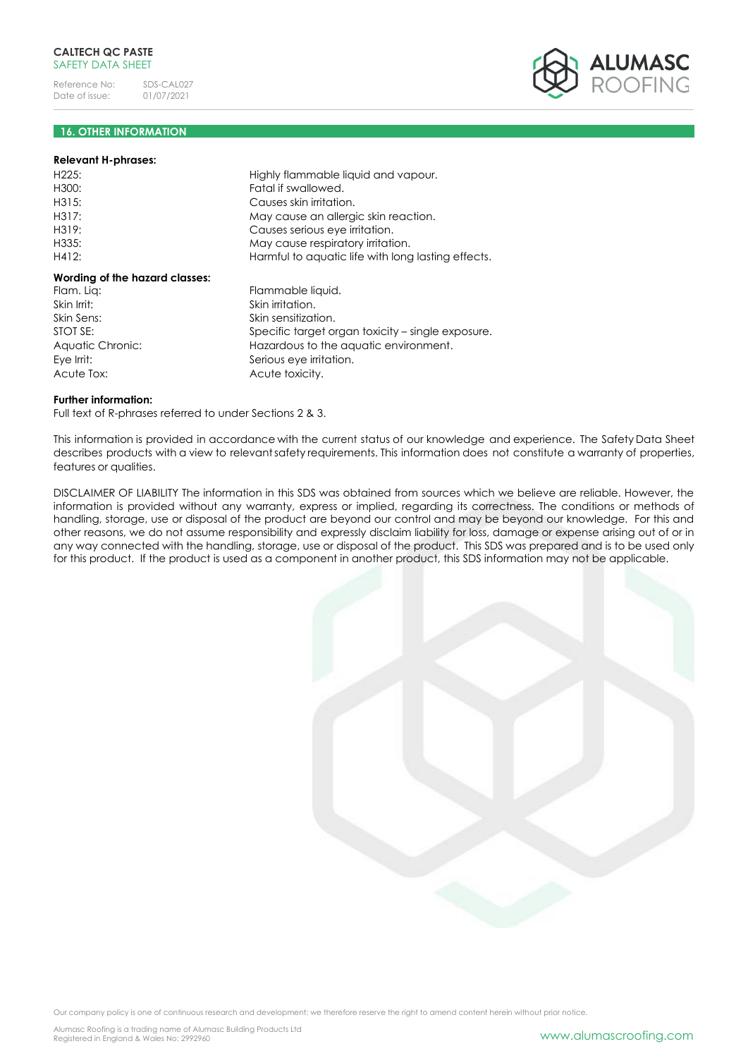## 16. OTHER INFORMATION

**Relevant H-phrases:**

| | |
|---|---|
| H225: | Highly flammable liquid and vapour. |
| H300: | Fatal if swallowed. |
| H315: | Causes skin irritation. |
| H317: | May cause an allergic skin reaction. |
| H319: | Causes serious eye irritation. |
| H335: | May cause respiratory irritation. |
| H412: | Harmful to aquatic life with long lasting effects. |

**Wording of the hazard classes:**

| | |
|---|---|
| Flam. Liq: | Flammable liquid. |
| Skin Irrit: | Skin irritation. |
| Skin Sens: | Skin sensitization. |
| STOT SE: | Specific target organ toxicity – single exposure. |
| Aquatic Chronic: | Hazardous to the aquatic environment. |
| Eye Irrit: | Serious eye irritation. |
| Acute Tox: | Acute toxicity. |

**Further information:**
Full text of R-phrases referred to under Sections 2 & 3.

This information is provided in accordance with the current status of our knowledge and experience. The Safety Data Sheet describes products with a view to relevant safety requirements. This information does not constitute a warranty of properties, features or qualities.

DISCLAIMER OF LIABILITY The information in this SDS was obtained from sources which we believe are reliable. However, the information is provided without any warranty, express or implied, regarding its correctness. The conditions or methods of handling, storage, use or disposal of the product are beyond our control and may be beyond our knowledge. For this and other reasons, we do not assume responsibility and expressly disclaim liability for loss, damage or expense arising out of or in any way connected with the handling, storage, use or disposal of the product. This SDS was prepared and is to be used only for this product. If the product is used as a component in another product, this SDS information may not be applicable.